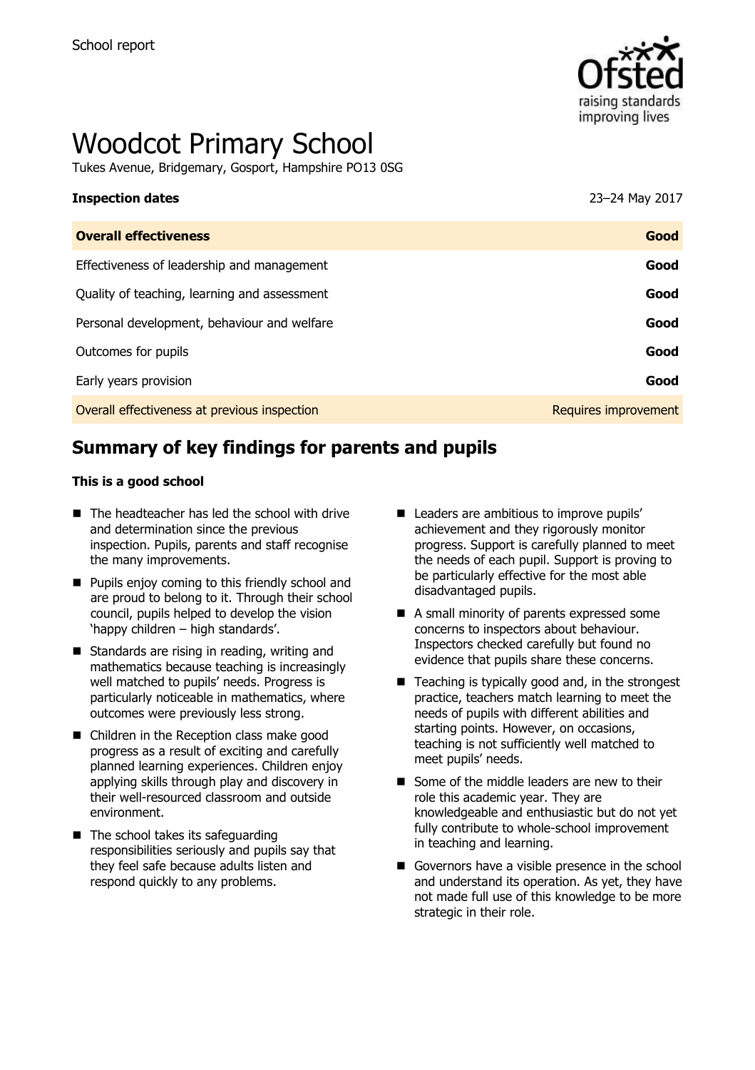School report

# Woodcot Primary School

Tukes Avenue, Bridgemary, Gosport, Hampshire PO13 0SG

| **Inspection dates** | 23–24 May 2017 |
| --- | --- |
| **Overall effectiveness** | **Good** |
| Effectiveness of leadership and management | **Good** |
| Quality of teaching, learning and assessment | **Good** |
| Personal development, behaviour and welfare | **Good** |
| Outcomes for pupils | **Good** |
| Early years provision | **Good** |
| Overall effectiveness at previous inspection | Requires improvement |

## Summary of key findings for parents and pupils

**This is a good school**

- The headteacher has led the school with drive and determination since the previous inspection. Pupils, parents and staff recognise the many improvements.
- Pupils enjoy coming to this friendly school and are proud to belong to it. Through their school council, pupils helped to develop the vision 'happy children – high standards'.
- Standards are rising in reading, writing and mathematics because teaching is increasingly well matched to pupils' needs. Progress is particularly noticeable in mathematics, where outcomes were previously less strong.
- Children in the Reception class make good progress as a result of exciting and carefully planned learning experiences. Children enjoy applying skills through play and discovery in their well-resourced classroom and outside environment.
- The school takes its safeguarding responsibilities seriously and pupils say that they feel safe because adults listen and respond quickly to any problems.
- Leaders are ambitious to improve pupils' achievement and they rigorously monitor progress. Support is carefully planned to meet the needs of each pupil. Support is proving to be particularly effective for the most able disadvantaged pupils.
- A small minority of parents expressed some concerns to inspectors about behaviour. Inspectors checked carefully but found no evidence that pupils share these concerns.
- Teaching is typically good and, in the strongest practice, teachers match learning to meet the needs of pupils with different abilities and starting points. However, on occasions, teaching is not sufficiently well matched to meet pupils' needs.
- Some of the middle leaders are new to their role this academic year. They are knowledgeable and enthusiastic but do not yet fully contribute to whole-school improvement in teaching and learning.
- Governors have a visible presence in the school and understand its operation. As yet, they have not made full use of this knowledge to be more strategic in their role.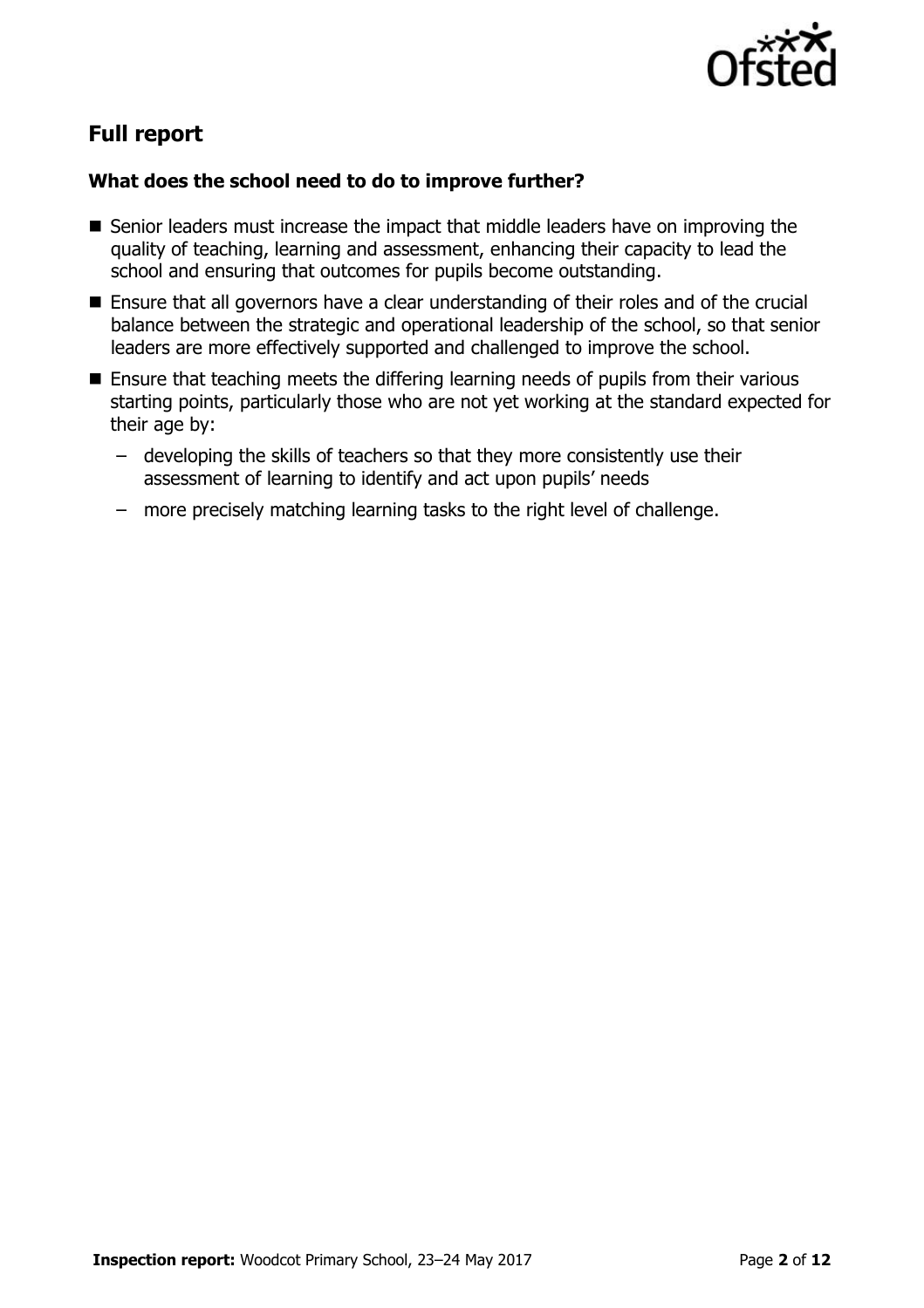## Full report

### What does the school need to do to improve further?

- Senior leaders must increase the impact that middle leaders have on improving the quality of teaching, learning and assessment, enhancing their capacity to lead the school and ensuring that outcomes for pupils become outstanding.
- Ensure that all governors have a clear understanding of their roles and of the crucial balance between the strategic and operational leadership of the school, so that senior leaders are more effectively supported and challenged to improve the school.
- Ensure that teaching meets the differing learning needs of pupils from their various starting points, particularly those who are not yet working at the standard expected for their age by:
  - developing the skills of teachers so that they more consistently use their assessment of learning to identify and act upon pupils' needs
  - more precisely matching learning tasks to the right level of challenge.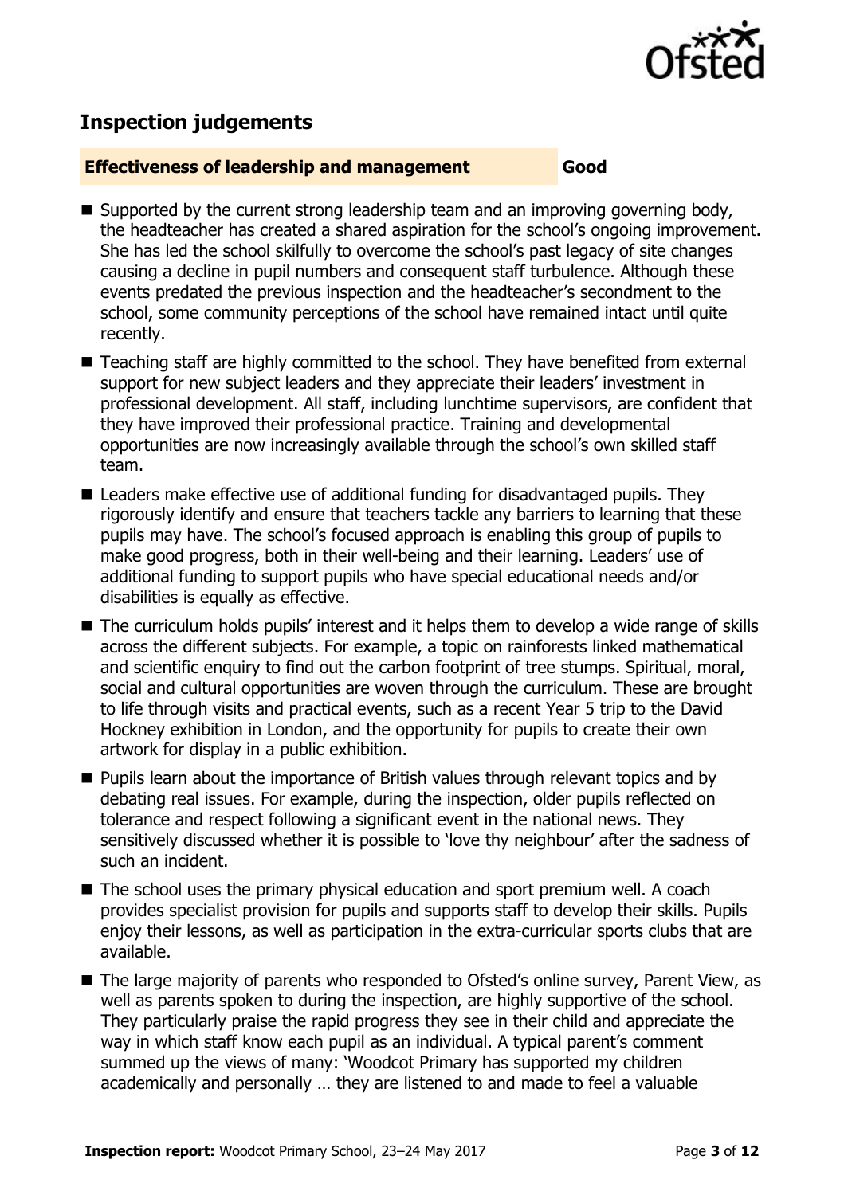## Inspection judgements

**Effectiveness of leadership and management** **Good**

- Supported by the current strong leadership team and an improving governing body, the headteacher has created a shared aspiration for the school's ongoing improvement. She has led the school skilfully to overcome the school's past legacy of site changes causing a decline in pupil numbers and consequent staff turbulence. Although these events predated the previous inspection and the headteacher's secondment to the school, some community perceptions of the school have remained intact until quite recently.
- Teaching staff are highly committed to the school. They have benefited from external support for new subject leaders and they appreciate their leaders' investment in professional development. All staff, including lunchtime supervisors, are confident that they have improved their professional practice. Training and developmental opportunities are now increasingly available through the school's own skilled staff team.
- Leaders make effective use of additional funding for disadvantaged pupils. They rigorously identify and ensure that teachers tackle any barriers to learning that these pupils may have. The school's focused approach is enabling this group of pupils to make good progress, both in their well-being and their learning. Leaders' use of additional funding to support pupils who have special educational needs and/or disabilities is equally as effective.
- The curriculum holds pupils' interest and it helps them to develop a wide range of skills across the different subjects. For example, a topic on rainforests linked mathematical and scientific enquiry to find out the carbon footprint of tree stumps. Spiritual, moral, social and cultural opportunities are woven through the curriculum. These are brought to life through visits and practical events, such as a recent Year 5 trip to the David Hockney exhibition in London, and the opportunity for pupils to create their own artwork for display in a public exhibition.
- Pupils learn about the importance of British values through relevant topics and by debating real issues. For example, during the inspection, older pupils reflected on tolerance and respect following a significant event in the national news. They sensitively discussed whether it is possible to 'love thy neighbour' after the sadness of such an incident.
- The school uses the primary physical education and sport premium well. A coach provides specialist provision for pupils and supports staff to develop their skills. Pupils enjoy their lessons, as well as participation in the extra-curricular sports clubs that are available.
- The large majority of parents who responded to Ofsted's online survey, Parent View, as well as parents spoken to during the inspection, are highly supportive of the school. They particularly praise the rapid progress they see in their child and appreciate the way in which staff know each pupil as an individual. A typical parent's comment summed up the views of many: 'Woodcot Primary has supported my children academically and personally … they are listened to and made to feel a valuable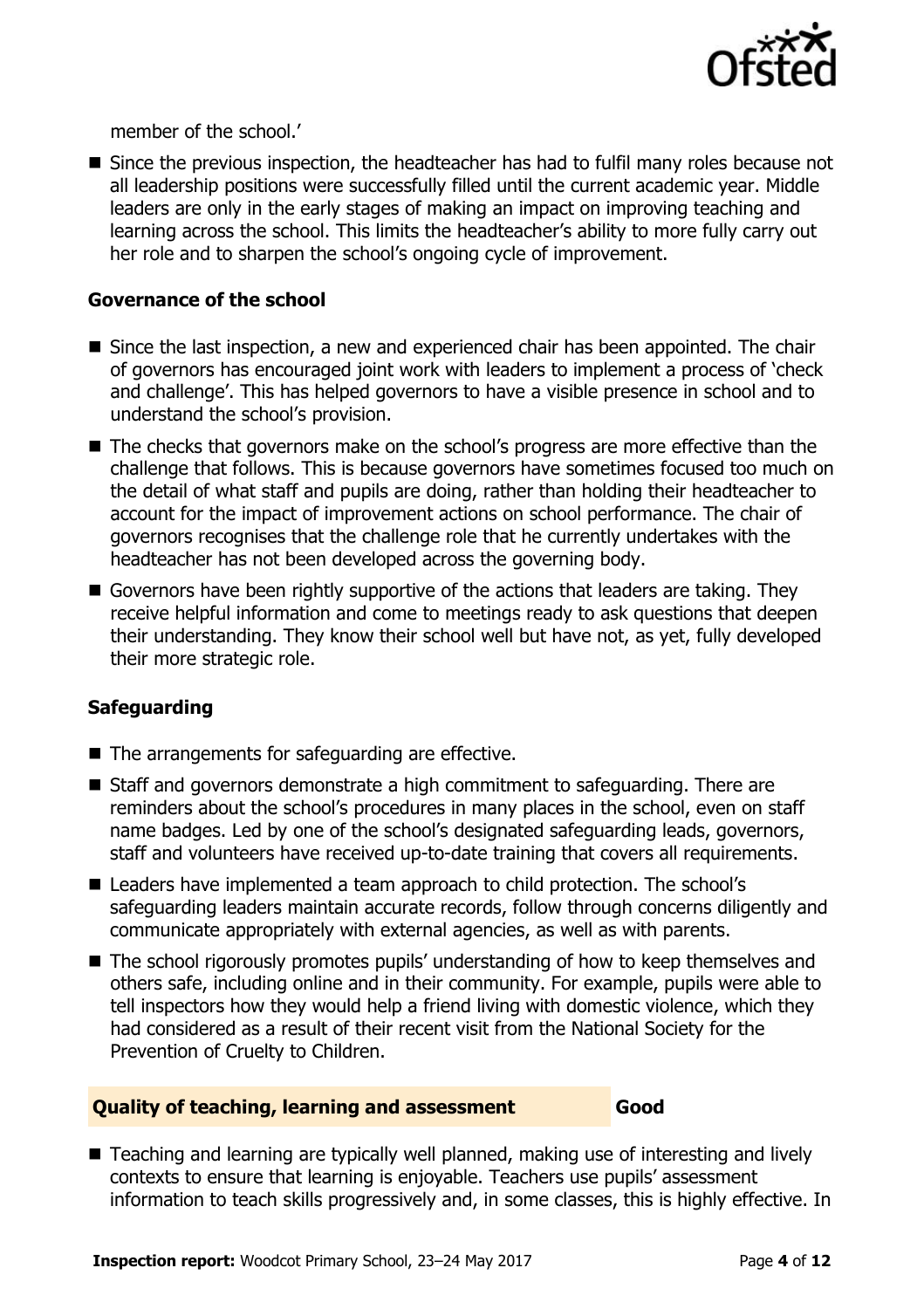member of the school.'

- Since the previous inspection, the headteacher has had to fulfil many roles because not all leadership positions were successfully filled until the current academic year. Middle leaders are only in the early stages of making an impact on improving teaching and learning across the school. This limits the headteacher's ability to more fully carry out her role and to sharpen the school's ongoing cycle of improvement.

### Governance of the school

- Since the last inspection, a new and experienced chair has been appointed. The chair of governors has encouraged joint work with leaders to implement a process of 'check and challenge'. This has helped governors to have a visible presence in school and to understand the school's provision.
- The checks that governors make on the school's progress are more effective than the challenge that follows. This is because governors have sometimes focused too much on the detail of what staff and pupils are doing, rather than holding their headteacher to account for the impact of improvement actions on school performance. The chair of governors recognises that the challenge role that he currently undertakes with the headteacher has not been developed across the governing body.
- Governors have been rightly supportive of the actions that leaders are taking. They receive helpful information and come to meetings ready to ask questions that deepen their understanding. They know their school well but have not, as yet, fully developed their more strategic role.

### Safeguarding

- The arrangements for safeguarding are effective.
- Staff and governors demonstrate a high commitment to safeguarding. There are reminders about the school's procedures in many places in the school, even on staff name badges. Led by one of the school's designated safeguarding leads, governors, staff and volunteers have received up-to-date training that covers all requirements.
- Leaders have implemented a team approach to child protection. The school's safeguarding leaders maintain accurate records, follow through concerns diligently and communicate appropriately with external agencies, as well as with parents.
- The school rigorously promotes pupils' understanding of how to keep themselves and others safe, including online and in their community. For example, pupils were able to tell inspectors how they would help a friend living with domestic violence, which they had considered as a result of their recent visit from the National Society for the Prevention of Cruelty to Children.

## Quality of teaching, learning and assessment — Good

- Teaching and learning are typically well planned, making use of interesting and lively contexts to ensure that learning is enjoyable. Teachers use pupils' assessment information to teach skills progressively and, in some classes, this is highly effective. In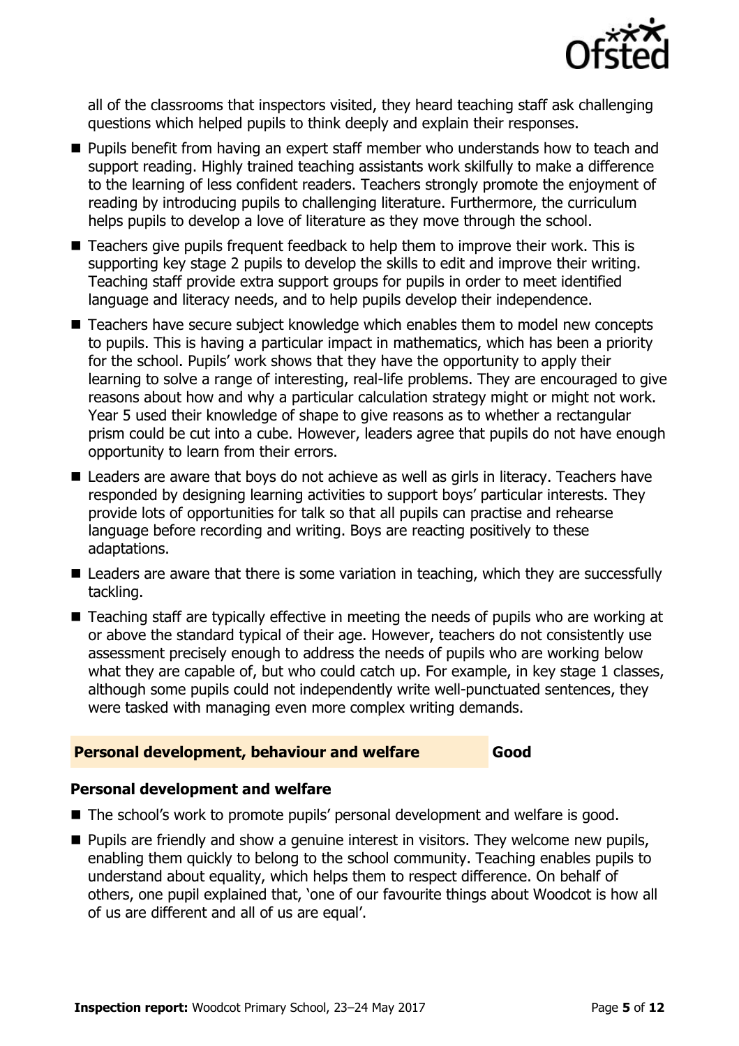all of the classrooms that inspectors visited, they heard teaching staff ask challenging questions which helped pupils to think deeply and explain their responses.

- Pupils benefit from having an expert staff member who understands how to teach and support reading. Highly trained teaching assistants work skilfully to make a difference to the learning of less confident readers. Teachers strongly promote the enjoyment of reading by introducing pupils to challenging literature. Furthermore, the curriculum helps pupils to develop a love of literature as they move through the school.
- Teachers give pupils frequent feedback to help them to improve their work. This is supporting key stage 2 pupils to develop the skills to edit and improve their writing. Teaching staff provide extra support groups for pupils in order to meet identified language and literacy needs, and to help pupils develop their independence.
- Teachers have secure subject knowledge which enables them to model new concepts to pupils. This is having a particular impact in mathematics, which has been a priority for the school. Pupils' work shows that they have the opportunity to apply their learning to solve a range of interesting, real-life problems. They are encouraged to give reasons about how and why a particular calculation strategy might or might not work. Year 5 used their knowledge of shape to give reasons as to whether a rectangular prism could be cut into a cube. However, leaders agree that pupils do not have enough opportunity to learn from their errors.
- Leaders are aware that boys do not achieve as well as girls in literacy. Teachers have responded by designing learning activities to support boys' particular interests. They provide lots of opportunities for talk so that all pupils can practise and rehearse language before recording and writing. Boys are reacting positively to these adaptations.
- Leaders are aware that there is some variation in teaching, which they are successfully tackling.
- Teaching staff are typically effective in meeting the needs of pupils who are working at or above the standard typical of their age. However, teachers do not consistently use assessment precisely enough to address the needs of pupils who are working below what they are capable of, but who could catch up. For example, in key stage 1 classes, although some pupils could not independently write well-punctuated sentences, they were tasked with managing even more complex writing demands.

## Personal development, behaviour and welfare — Good

### Personal development and welfare

- The school's work to promote pupils' personal development and welfare is good.
- Pupils are friendly and show a genuine interest in visitors. They welcome new pupils, enabling them quickly to belong to the school community. Teaching enables pupils to understand about equality, which helps them to respect difference. On behalf of others, one pupil explained that, 'one of our favourite things about Woodcot is how all of us are different and all of us are equal'.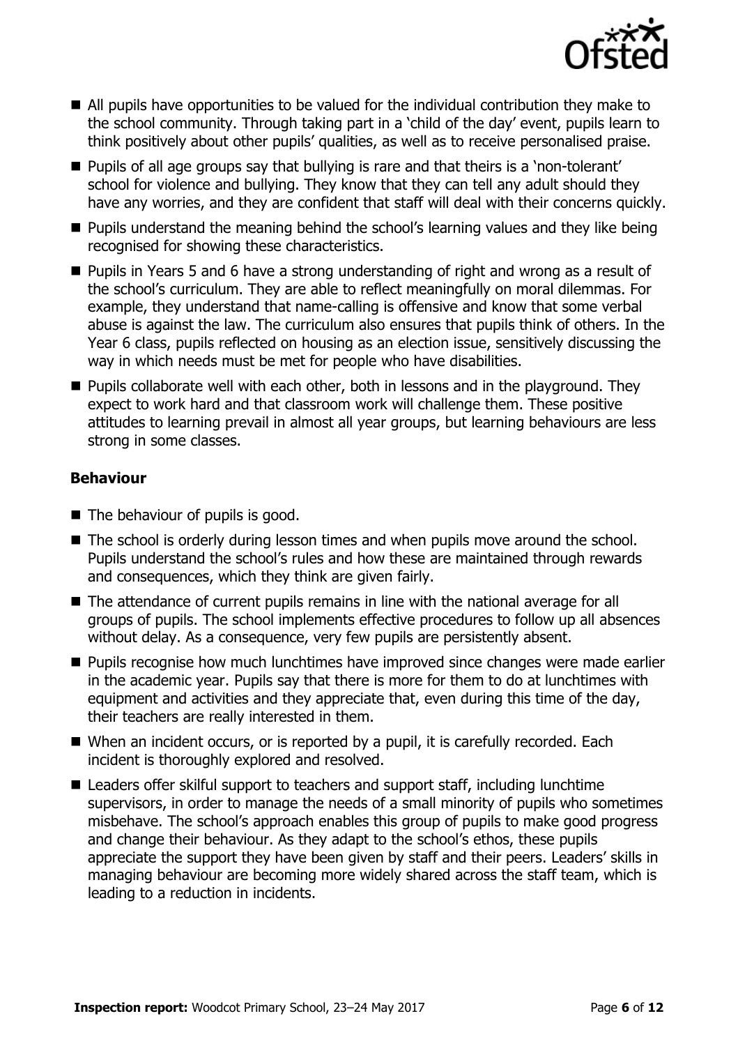- All pupils have opportunities to be valued for the individual contribution they make to the school community. Through taking part in a 'child of the day' event, pupils learn to think positively about other pupils' qualities, as well as to receive personalised praise.
- Pupils of all age groups say that bullying is rare and that theirs is a 'non-tolerant' school for violence and bullying. They know that they can tell any adult should they have any worries, and they are confident that staff will deal with their concerns quickly.
- Pupils understand the meaning behind the school's learning values and they like being recognised for showing these characteristics.
- Pupils in Years 5 and 6 have a strong understanding of right and wrong as a result of the school's curriculum. They are able to reflect meaningfully on moral dilemmas. For example, they understand that name-calling is offensive and know that some verbal abuse is against the law. The curriculum also ensures that pupils think of others. In the Year 6 class, pupils reflected on housing as an election issue, sensitively discussing the way in which needs must be met for people who have disabilities.
- Pupils collaborate well with each other, both in lessons and in the playground. They expect to work hard and that classroom work will challenge them. These positive attitudes to learning prevail in almost all year groups, but learning behaviours are less strong in some classes.

### Behaviour

- The behaviour of pupils is good.
- The school is orderly during lesson times and when pupils move around the school. Pupils understand the school's rules and how these are maintained through rewards and consequences, which they think are given fairly.
- The attendance of current pupils remains in line with the national average for all groups of pupils. The school implements effective procedures to follow up all absences without delay. As a consequence, very few pupils are persistently absent.
- Pupils recognise how much lunchtimes have improved since changes were made earlier in the academic year. Pupils say that there is more for them to do at lunchtimes with equipment and activities and they appreciate that, even during this time of the day, their teachers are really interested in them.
- When an incident occurs, or is reported by a pupil, it is carefully recorded. Each incident is thoroughly explored and resolved.
- Leaders offer skilful support to teachers and support staff, including lunchtime supervisors, in order to manage the needs of a small minority of pupils who sometimes misbehave. The school's approach enables this group of pupils to make good progress and change their behaviour. As they adapt to the school's ethos, these pupils appreciate the support they have been given by staff and their peers. Leaders' skills in managing behaviour are becoming more widely shared across the staff team, which is leading to a reduction in incidents.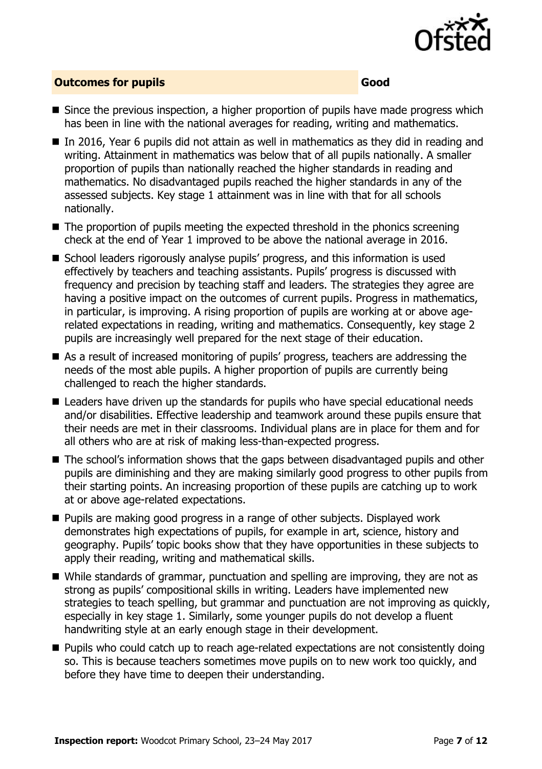## Outcomes for pupils — Good

- Since the previous inspection, a higher proportion of pupils have made progress which has been in line with the national averages for reading, writing and mathematics.
- In 2016, Year 6 pupils did not attain as well in mathematics as they did in reading and writing. Attainment in mathematics was below that of all pupils nationally. A smaller proportion of pupils than nationally reached the higher standards in reading and mathematics. No disadvantaged pupils reached the higher standards in any of the assessed subjects. Key stage 1 attainment was in line with that for all schools nationally.
- The proportion of pupils meeting the expected threshold in the phonics screening check at the end of Year 1 improved to be above the national average in 2016.
- School leaders rigorously analyse pupils' progress, and this information is used effectively by teachers and teaching assistants. Pupils' progress is discussed with frequency and precision by teaching staff and leaders. The strategies they agree are having a positive impact on the outcomes of current pupils. Progress in mathematics, in particular, is improving. A rising proportion of pupils are working at or above age-related expectations in reading, writing and mathematics. Consequently, key stage 2 pupils are increasingly well prepared for the next stage of their education.
- As a result of increased monitoring of pupils' progress, teachers are addressing the needs of the most able pupils. A higher proportion of pupils are currently being challenged to reach the higher standards.
- Leaders have driven up the standards for pupils who have special educational needs and/or disabilities. Effective leadership and teamwork around these pupils ensure that their needs are met in their classrooms. Individual plans are in place for them and for all others who are at risk of making less-than-expected progress.
- The school's information shows that the gaps between disadvantaged pupils and other pupils are diminishing and they are making similarly good progress to other pupils from their starting points. An increasing proportion of these pupils are catching up to work at or above age-related expectations.
- Pupils are making good progress in a range of other subjects. Displayed work demonstrates high expectations of pupils, for example in art, science, history and geography. Pupils' topic books show that they have opportunities in these subjects to apply their reading, writing and mathematical skills.
- While standards of grammar, punctuation and spelling are improving, they are not as strong as pupils' compositional skills in writing. Leaders have implemented new strategies to teach spelling, but grammar and punctuation are not improving as quickly, especially in key stage 1. Similarly, some younger pupils do not develop a fluent handwriting style at an early enough stage in their development.
- Pupils who could catch up to reach age-related expectations are not consistently doing so. This is because teachers sometimes move pupils on to new work too quickly, and before they have time to deepen their understanding.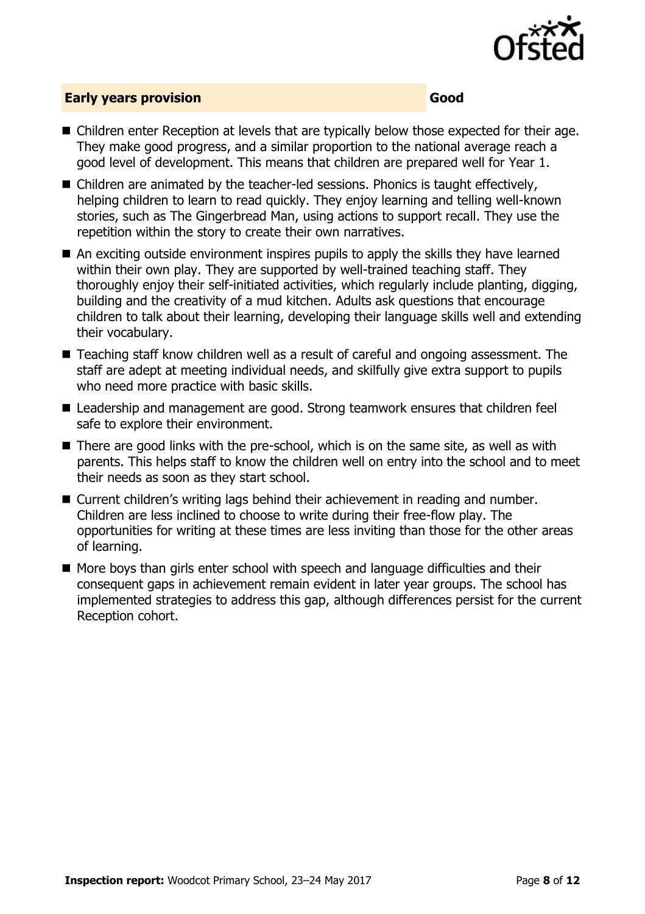## Early years provision — Good

- Children enter Reception at levels that are typically below those expected for their age. They make good progress, and a similar proportion to the national average reach a good level of development. This means that children are prepared well for Year 1.
- Children are animated by the teacher-led sessions. Phonics is taught effectively, helping children to learn to read quickly. They enjoy learning and telling well-known stories, such as The Gingerbread Man, using actions to support recall. They use the repetition within the story to create their own narratives.
- An exciting outside environment inspires pupils to apply the skills they have learned within their own play. They are supported by well-trained teaching staff. They thoroughly enjoy their self-initiated activities, which regularly include planting, digging, building and the creativity of a mud kitchen. Adults ask questions that encourage children to talk about their learning, developing their language skills well and extending their vocabulary.
- Teaching staff know children well as a result of careful and ongoing assessment. The staff are adept at meeting individual needs, and skilfully give extra support to pupils who need more practice with basic skills.
- Leadership and management are good. Strong teamwork ensures that children feel safe to explore their environment.
- There are good links with the pre-school, which is on the same site, as well as with parents. This helps staff to know the children well on entry into the school and to meet their needs as soon as they start school.
- Current children's writing lags behind their achievement in reading and number. Children are less inclined to choose to write during their free-flow play. The opportunities for writing at these times are less inviting than those for the other areas of learning.
- More boys than girls enter school with speech and language difficulties and their consequent gaps in achievement remain evident in later year groups. The school has implemented strategies to address this gap, although differences persist for the current Reception cohort.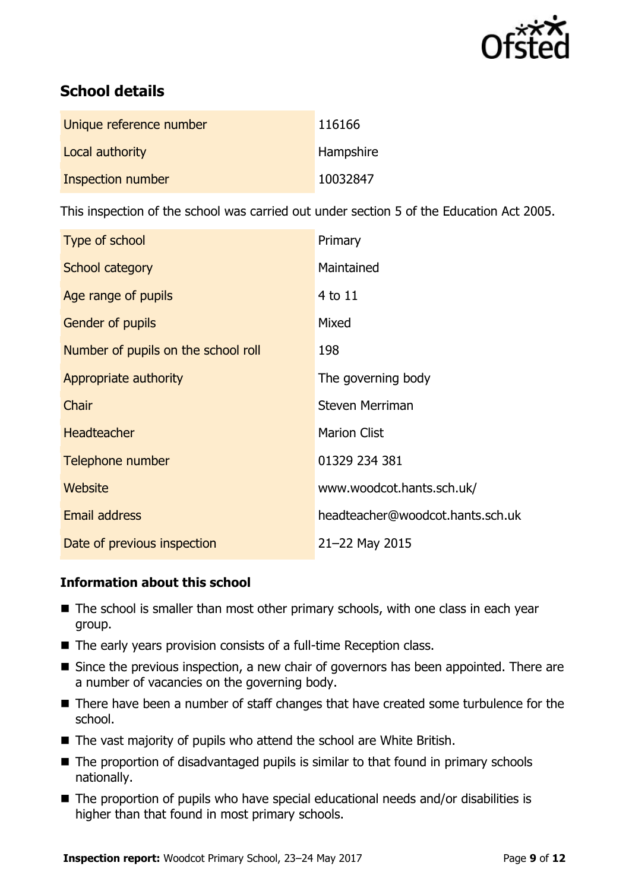## School details

| Unique reference number | 116166 |
| --- | --- |
| Local authority | Hampshire |
| Inspection number | 10032847 |

This inspection of the school was carried out under section 5 of the Education Act 2005.

| Type of school | Primary |
| --- | --- |
| School category | Maintained |
| Age range of pupils | 4 to 11 |
| Gender of pupils | Mixed |
| Number of pupils on the school roll | 198 |
| Appropriate authority | The governing body |
| Chair | Steven Merriman |
| Headteacher | Marion Clist |
| Telephone number | 01329 234 381 |
| Website | www.woodcot.hants.sch.uk/ |
| Email address | headteacher@woodcot.hants.sch.uk |
| Date of previous inspection | 21–22 May 2015 |

### Information about this school

- The school is smaller than most other primary schools, with one class in each year group.
- The early years provision consists of a full-time Reception class.
- Since the previous inspection, a new chair of governors has been appointed. There are a number of vacancies on the governing body.
- There have been a number of staff changes that have created some turbulence for the school.
- The vast majority of pupils who attend the school are White British.
- The proportion of disadvantaged pupils is similar to that found in primary schools nationally.
- The proportion of pupils who have special educational needs and/or disabilities is higher than that found in most primary schools.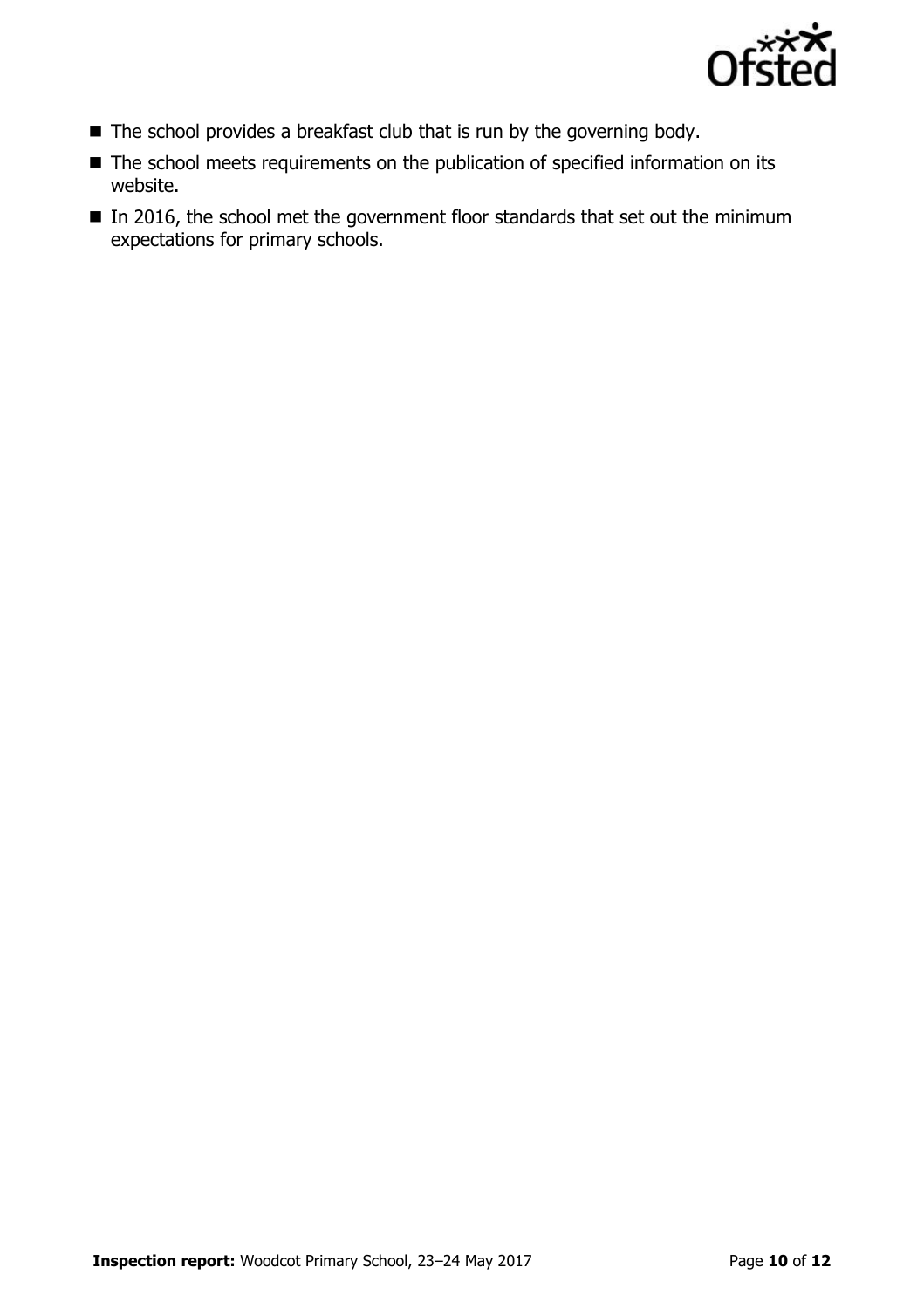- The school provides a breakfast club that is run by the governing body.
- The school meets requirements on the publication of specified information on its website.
- In 2016, the school met the government floor standards that set out the minimum expectations for primary schools.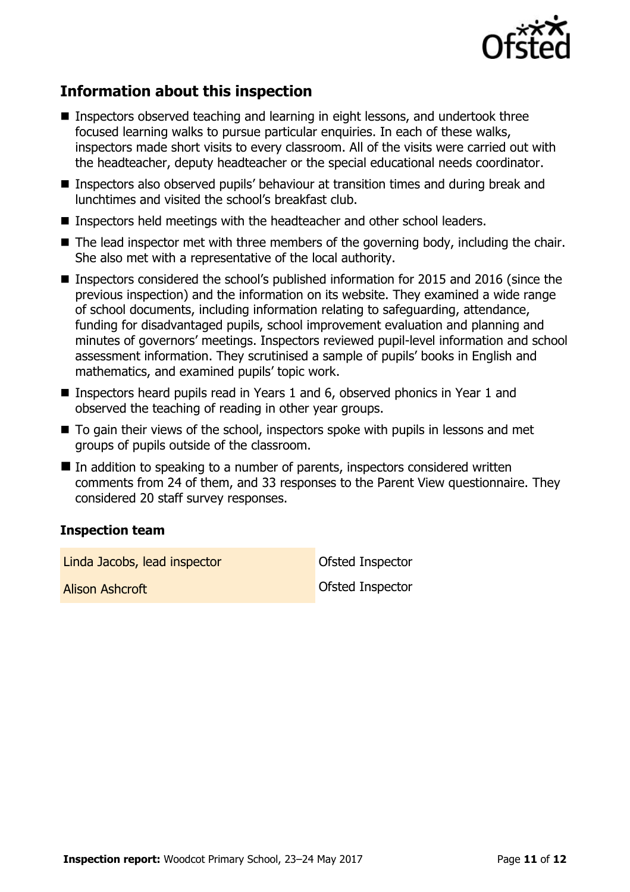## Information about this inspection

- Inspectors observed teaching and learning in eight lessons, and undertook three focused learning walks to pursue particular enquiries. In each of these walks, inspectors made short visits to every classroom. All of the visits were carried out with the headteacher, deputy headteacher or the special educational needs coordinator.
- Inspectors also observed pupils' behaviour at transition times and during break and lunchtimes and visited the school's breakfast club.
- Inspectors held meetings with the headteacher and other school leaders.
- The lead inspector met with three members of the governing body, including the chair. She also met with a representative of the local authority.
- Inspectors considered the school's published information for 2015 and 2016 (since the previous inspection) and the information on its website. They examined a wide range of school documents, including information relating to safeguarding, attendance, funding for disadvantaged pupils, school improvement evaluation and planning and minutes of governors' meetings. Inspectors reviewed pupil-level information and school assessment information. They scrutinised a sample of pupils' books in English and mathematics, and examined pupils' topic work.
- Inspectors heard pupils read in Years 1 and 6, observed phonics in Year 1 and observed the teaching of reading in other year groups.
- To gain their views of the school, inspectors spoke with pupils in lessons and met groups of pupils outside of the classroom.
- In addition to speaking to a number of parents, inspectors considered written comments from 24 of them, and 33 responses to the Parent View questionnaire. They considered 20 staff survey responses.

### Inspection team

| | |
|---|---|
| Linda Jacobs, lead inspector | Ofsted Inspector |
| Alison Ashcroft | Ofsted Inspector |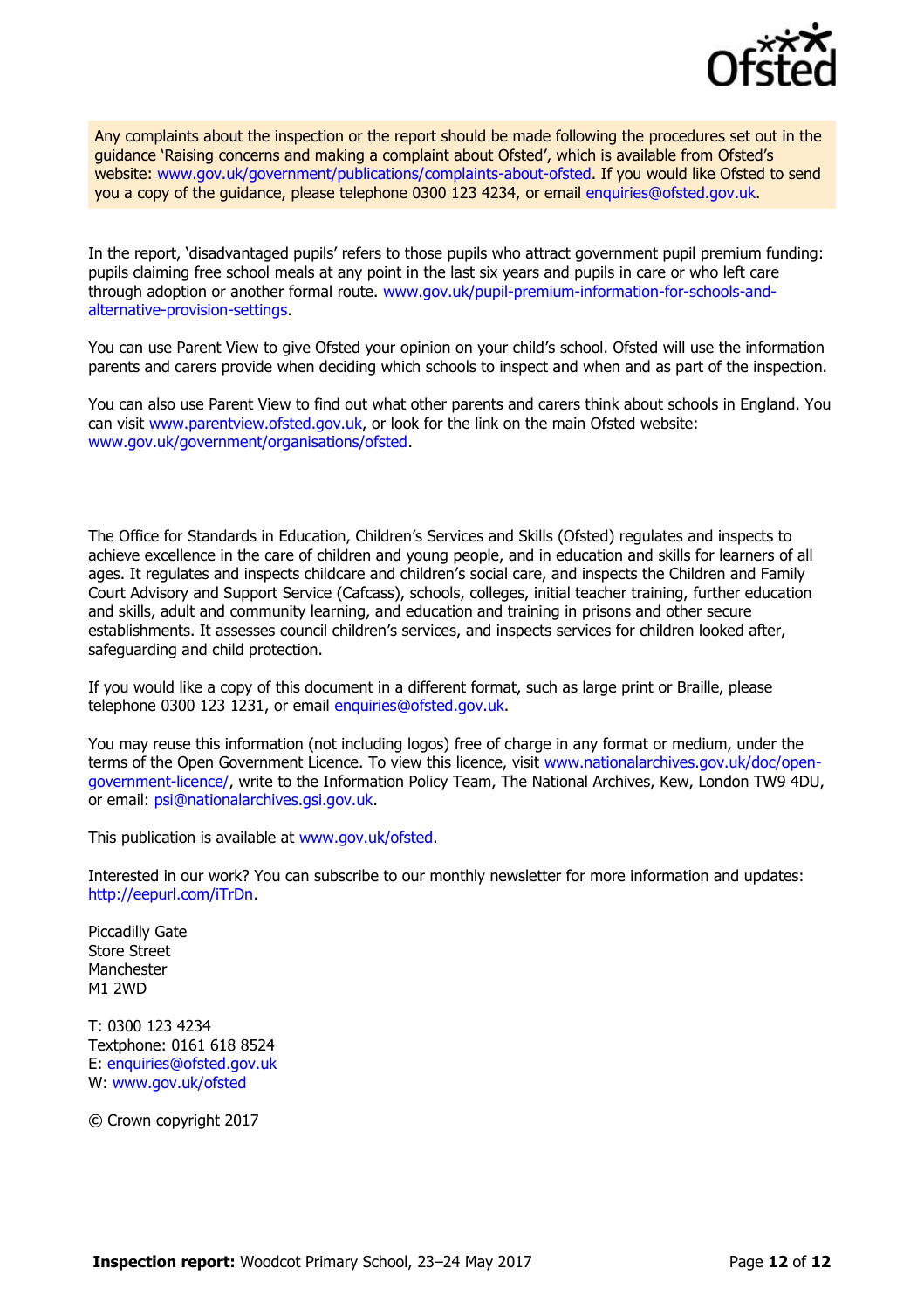Any complaints about the inspection or the report should be made following the procedures set out in the guidance 'Raising concerns and making a complaint about Ofsted', which is available from Ofsted's website: www.gov.uk/government/publications/complaints-about-ofsted. If you would like Ofsted to send you a copy of the guidance, please telephone 0300 123 4234, or email enquiries@ofsted.gov.uk.

In the report, 'disadvantaged pupils' refers to those pupils who attract government pupil premium funding: pupils claiming free school meals at any point in the last six years and pupils in care or who left care through adoption or another formal route. www.gov.uk/pupil-premium-information-for-schools-and-alternative-provision-settings.

You can use Parent View to give Ofsted your opinion on your child's school. Ofsted will use the information parents and carers provide when deciding which schools to inspect and when and as part of the inspection.

You can also use Parent View to find out what other parents and carers think about schools in England. You can visit www.parentview.ofsted.gov.uk, or look for the link on the main Ofsted website: www.gov.uk/government/organisations/ofsted.

The Office for Standards in Education, Children's Services and Skills (Ofsted) regulates and inspects to achieve excellence in the care of children and young people, and in education and skills for learners of all ages. It regulates and inspects childcare and children's social care, and inspects the Children and Family Court Advisory and Support Service (Cafcass), schools, colleges, initial teacher training, further education and skills, adult and community learning, and education and training in prisons and other secure establishments. It assesses council children's services, and inspects services for children looked after, safeguarding and child protection.

If you would like a copy of this document in a different format, such as large print or Braille, please telephone 0300 123 1231, or email enquiries@ofsted.gov.uk.

You may reuse this information (not including logos) free of charge in any format or medium, under the terms of the Open Government Licence. To view this licence, visit www.nationalarchives.gov.uk/doc/open-government-licence/, write to the Information Policy Team, The National Archives, Kew, London TW9 4DU, or email: psi@nationalarchives.gsi.gov.uk.

This publication is available at www.gov.uk/ofsted.

Interested in our work? You can subscribe to our monthly newsletter for more information and updates: http://eepurl.com/iTrDn.

Piccadilly Gate
Store Street
Manchester
M1 2WD

T: 0300 123 4234
Textphone: 0161 618 8524
E: enquiries@ofsted.gov.uk
W: www.gov.uk/ofsted

© Crown copyright 2017